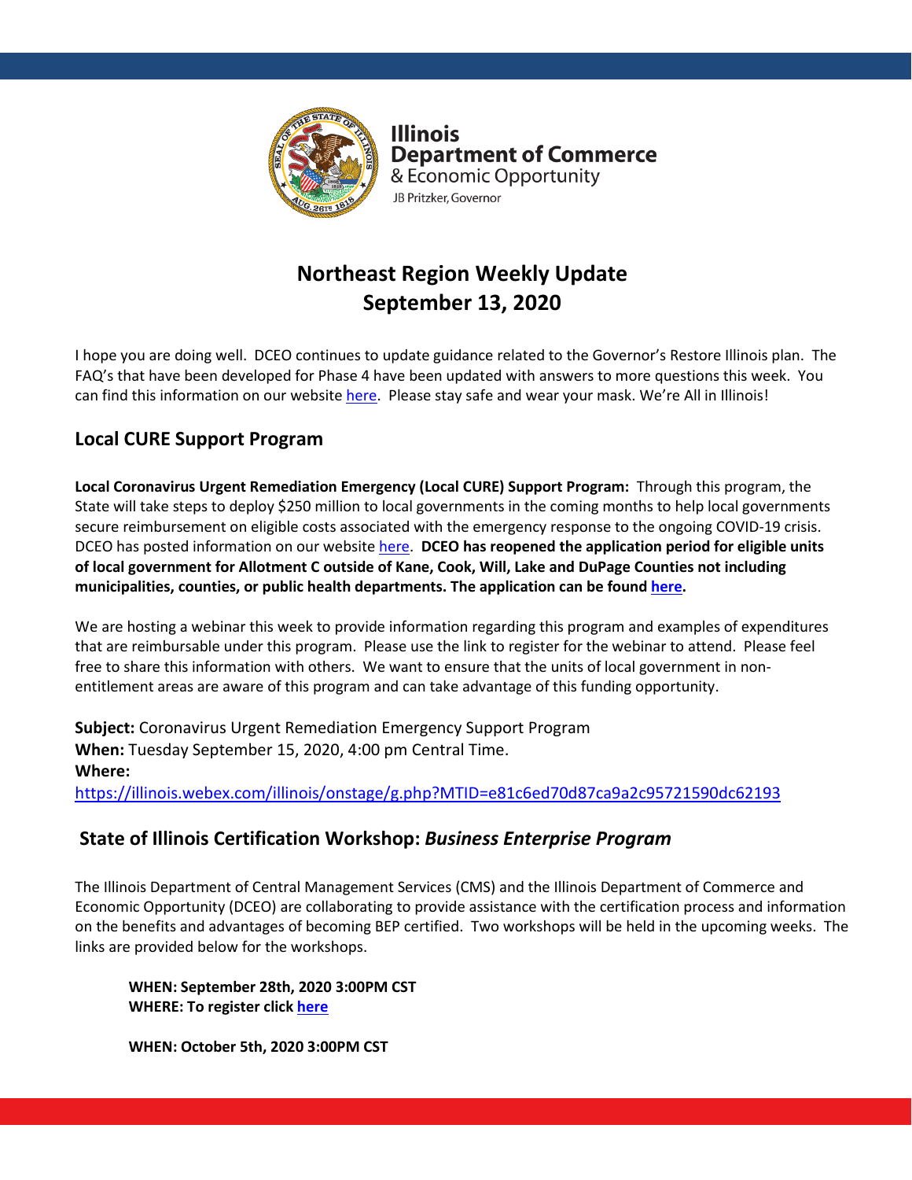Illinois
Department of Commerce
& Economic Opportunity
JB Pritzker, Governor

# Northeast Region Weekly Update
# September 13, 2020

I hope you are doing well. DCEO continues to update guidance related to the Governor's Restore Illinois plan. The FAQ's that have been developed for Phase 4 have been updated with answers to more questions this week. You can find this information on our website here. Please stay safe and wear your mask. We're All in Illinois!

## Local CURE Support Program

**Local Coronavirus Urgent Remediation Emergency (Local CURE) Support Program:** Through this program, the State will take steps to deploy $250 million to local governments in the coming months to help local governments secure reimbursement on eligible costs associated with the emergency response to the ongoing COVID-19 crisis. DCEO has posted information on our website here. **DCEO has reopened the application period for eligible units of local government for Allotment C outside of Kane, Cook, Will, Lake and DuPage Counties not including municipalities, counties, or public health departments. The application can be found here.**

We are hosting a webinar this week to provide information regarding this program and examples of expenditures that are reimbursable under this program. Please use the link to register for the webinar to attend. Please feel free to share this information with others. We want to ensure that the units of local government in non-entitlement areas are aware of this program and can take advantage of this funding opportunity.

**Subject:** Coronavirus Urgent Remediation Emergency Support Program
**When:** Tuesday September 15, 2020, 4:00 pm Central Time.
**Where:**
https://illinois.webex.com/illinois/onstage/g.php?MTID=e81c6ed70d87ca9a2c95721590dc62193

## State of Illinois Certification Workshop: *Business Enterprise Program*

The Illinois Department of Central Management Services (CMS) and the Illinois Department of Commerce and Economic Opportunity (DCEO) are collaborating to provide assistance with the certification process and information on the benefits and advantages of becoming BEP certified. Two workshops will be held in the upcoming weeks. The links are provided below for the workshops.

**WHEN: September 28th, 2020 3:00PM CST**
**WHERE: To register click here**

**WHEN: October 5th, 2020 3:00PM CST**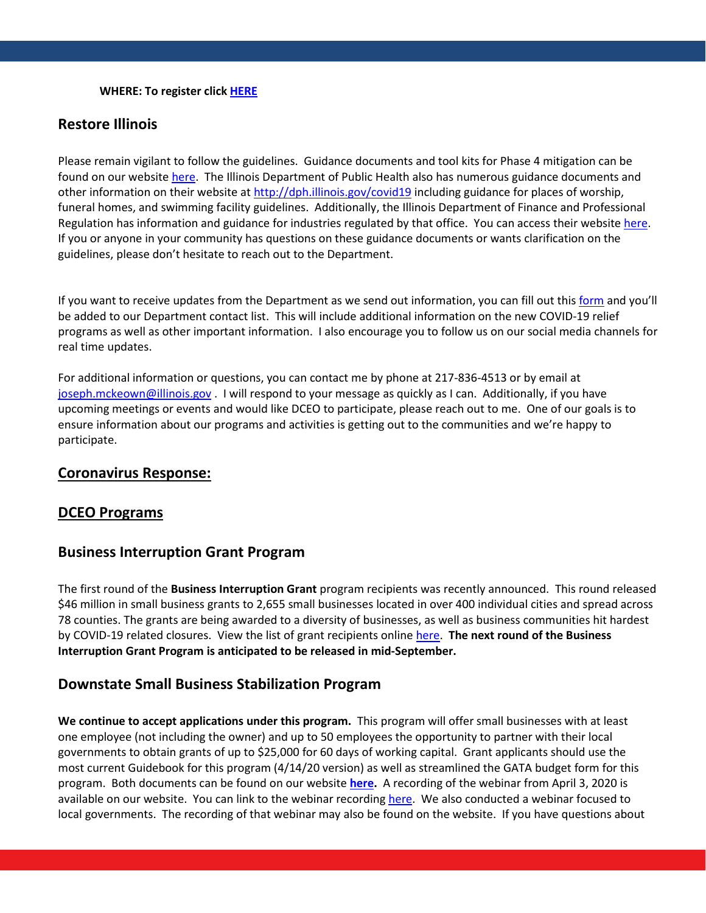**WHERE: To register click HERE**

## Restore Illinois

Please remain vigilant to follow the guidelines. Guidance documents and tool kits for Phase 4 mitigation can be found on our website here. The Illinois Department of Public Health also has numerous guidance documents and other information on their website at http://dph.illinois.gov/covid19 including guidance for places of worship, funeral homes, and swimming facility guidelines. Additionally, the Illinois Department of Finance and Professional Regulation has information and guidance for industries regulated by that office. You can access their website here. If you or anyone in your community has questions on these guidance documents or wants clarification on the guidelines, please don't hesitate to reach out to the Department.

If you want to receive updates from the Department as we send out information, you can fill out this form and you'll be added to our Department contact list. This will include additional information on the new COVID-19 relief programs as well as other important information. I also encourage you to follow us on our social media channels for real time updates.

For additional information or questions, you can contact me by phone at 217-836-4513 or by email at joseph.mckeown@illinois.gov . I will respond to your message as quickly as I can. Additionally, if you have upcoming meetings or events and would like DCEO to participate, please reach out to me. One of our goals is to ensure information about our programs and activities is getting out to the communities and we're happy to participate.

## Coronavirus Response:

## DCEO Programs

### Business Interruption Grant Program

The first round of the **Business Interruption Grant** program recipients was recently announced. This round released $46 million in small business grants to 2,655 small businesses located in over 400 individual cities and spread across 78 counties. The grants are being awarded to a diversity of businesses, as well as business communities hit hardest by COVID-19 related closures. View the list of grant recipients online here. **The next round of the Business Interruption Grant Program is anticipated to be released in mid-September.**

### Downstate Small Business Stabilization Program

**We continue to accept applications under this program.** This program will offer small businesses with at least one employee (not including the owner) and up to 50 employees the opportunity to partner with their local governments to obtain grants of up to $25,000 for 60 days of working capital. Grant applicants should use the most current Guidebook for this program (4/14/20 version) as well as streamlined the GATA budget form for this program. Both documents can be found on our website **here.** A recording of the webinar from April 3, 2020 is available on our website. You can link to the webinar recording here. We also conducted a webinar focused to local governments. The recording of that webinar may also be found on the website. If you have questions about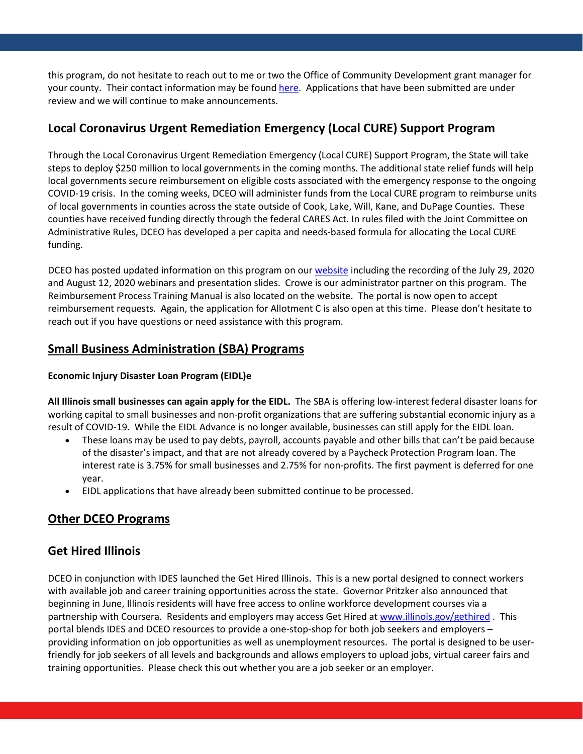this program, do not hesitate to reach out to me or two the Office of Community Development grant manager for your county. Their contact information may be found [here](). Applications that have been submitted are under review and we will continue to make announcements.

## Local Coronavirus Urgent Remediation Emergency (Local CURE) Support Program

Through the Local Coronavirus Urgent Remediation Emergency (Local CURE) Support Program, the State will take steps to deploy $250 million to local governments in the coming months. The additional state relief funds will help local governments secure reimbursement on eligible costs associated with the emergency response to the ongoing COVID-19 crisis. In the coming weeks, DCEO will administer funds from the Local CURE program to reimburse units of local governments in counties across the state outside of Cook, Lake, Will, Kane, and DuPage Counties. These counties have received funding directly through the federal CARES Act. In rules filed with the Joint Committee on Administrative Rules, DCEO has developed a per capita and needs-based formula for allocating the Local CURE funding.

DCEO has posted updated information on this program on our [website]() including the recording of the July 29, 2020 and August 12, 2020 webinars and presentation slides. Crowe is our administrator partner on this program. The Reimbursement Process Training Manual is also located on the website. The portal is now open to accept reimbursement requests. Again, the application for Allotment C is also open at this time. Please don't hesitate to reach out if you have questions or need assistance with this program.

## Small Business Administration (SBA) Programs

### Economic Injury Disaster Loan Program (EIDL)e

**All Illinois small businesses can again apply for the EIDL.** The SBA is offering low-interest federal disaster loans for working capital to small businesses and non-profit organizations that are suffering substantial economic injury as a result of COVID-19. While the EIDL Advance is no longer available, businesses can still apply for the EIDL loan.

- These loans may be used to pay debts, payroll, accounts payable and other bills that can't be paid because of the disaster's impact, and that are not already covered by a Paycheck Protection Program loan. The interest rate is 3.75% for small businesses and 2.75% for non-profits. The first payment is deferred for one year.
- EIDL applications that have already been submitted continue to be processed.

## Other DCEO Programs

## Get Hired Illinois

DCEO in conjunction with IDES launched the Get Hired Illinois. This is a new portal designed to connect workers with available job and career training opportunities across the state. Governor Pritzker also announced that beginning in June, Illinois residents will have free access to online workforce development courses via a partnership with Coursera. Residents and employers may access Get Hired at [www.illinois.gov/gethired](www.illinois.gov/gethired) . This portal blends IDES and DCEO resources to provide a one-stop-shop for both job seekers and employers – providing information on job opportunities as well as unemployment resources. The portal is designed to be user-friendly for job seekers of all levels and backgrounds and allows employers to upload jobs, virtual career fairs and training opportunities. Please check this out whether you are a job seeker or an employer.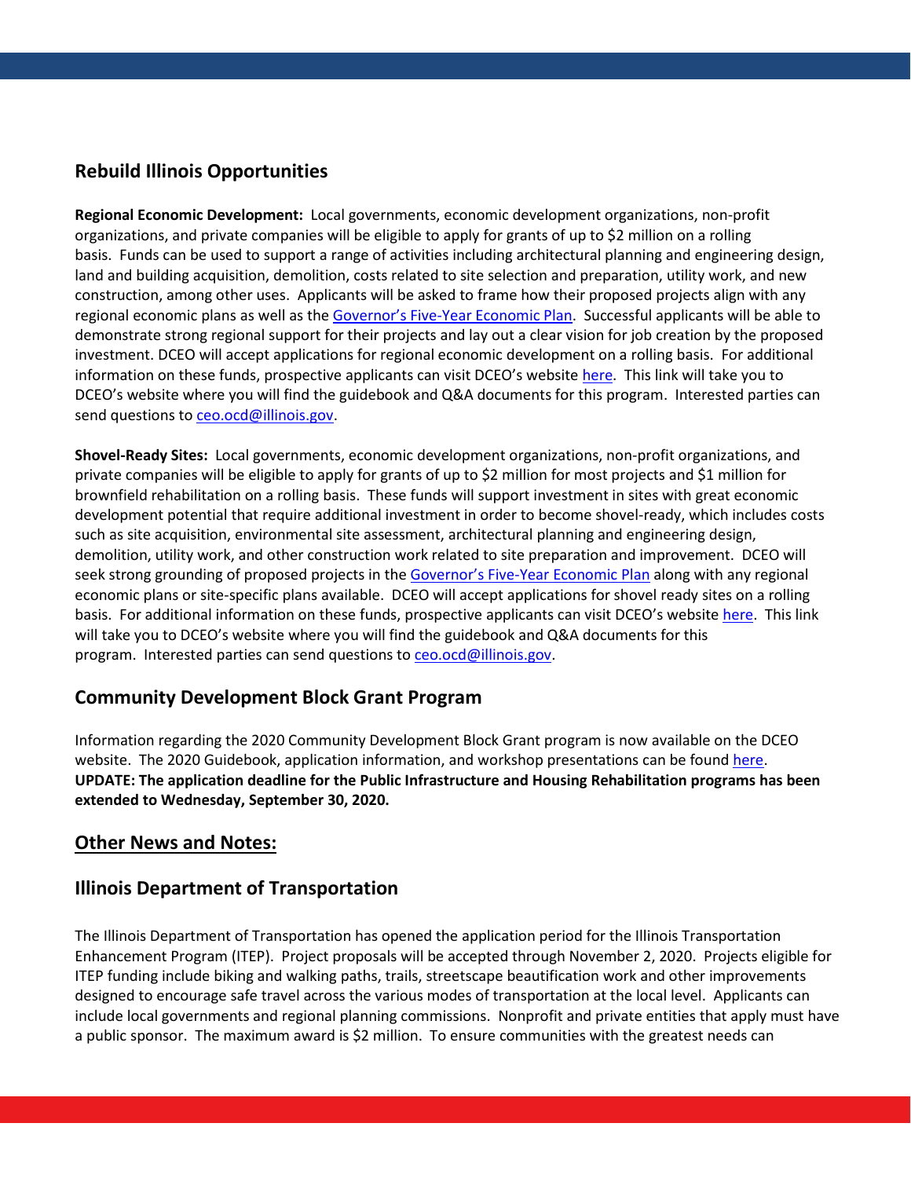## Rebuild Illinois Opportunities

**Regional Economic Development:** Local governments, economic development organizations, non-profit organizations, and private companies will be eligible to apply for grants of up to $2 million on a rolling basis. Funds can be used to support a range of activities including architectural planning and engineering design, land and building acquisition, demolition, costs related to site selection and preparation, utility work, and new construction, among other uses. Applicants will be asked to frame how their proposed projects align with any regional economic plans as well as the Governor's Five-Year Economic Plan. Successful applicants will be able to demonstrate strong regional support for their projects and lay out a clear vision for job creation by the proposed investment. DCEO will accept applications for regional economic development on a rolling basis. For additional information on these funds, prospective applicants can visit DCEO's website here. This link will take you to DCEO's website where you will find the guidebook and Q&A documents for this program. Interested parties can send questions to ceo.ocd@illinois.gov.

**Shovel-Ready Sites:** Local governments, economic development organizations, non-profit organizations, and private companies will be eligible to apply for grants of up to $2 million for most projects and $1 million for brownfield rehabilitation on a rolling basis. These funds will support investment in sites with great economic development potential that require additional investment in order to become shovel-ready, which includes costs such as site acquisition, environmental site assessment, architectural planning and engineering design, demolition, utility work, and other construction work related to site preparation and improvement. DCEO will seek strong grounding of proposed projects in the Governor's Five-Year Economic Plan along with any regional economic plans or site-specific plans available. DCEO will accept applications for shovel ready sites on a rolling basis. For additional information on these funds, prospective applicants can visit DCEO's website here. This link will take you to DCEO's website where you will find the guidebook and Q&A documents for this program. Interested parties can send questions to ceo.ocd@illinois.gov.

## Community Development Block Grant Program

Information regarding the 2020 Community Development Block Grant program is now available on the DCEO website. The 2020 Guidebook, application information, and workshop presentations can be found here. **UPDATE: The application deadline for the Public Infrastructure and Housing Rehabilitation programs has been extended to Wednesday, September 30, 2020.**

## <u>Other News and Notes:</u>

## Illinois Department of Transportation

The Illinois Department of Transportation has opened the application period for the Illinois Transportation Enhancement Program (ITEP). Project proposals will be accepted through November 2, 2020. Projects eligible for ITEP funding include biking and walking paths, trails, streetscape beautification work and other improvements designed to encourage safe travel across the various modes of transportation at the local level. Applicants can include local governments and regional planning commissions. Nonprofit and private entities that apply must have a public sponsor. The maximum award is $2 million. To ensure communities with the greatest needs can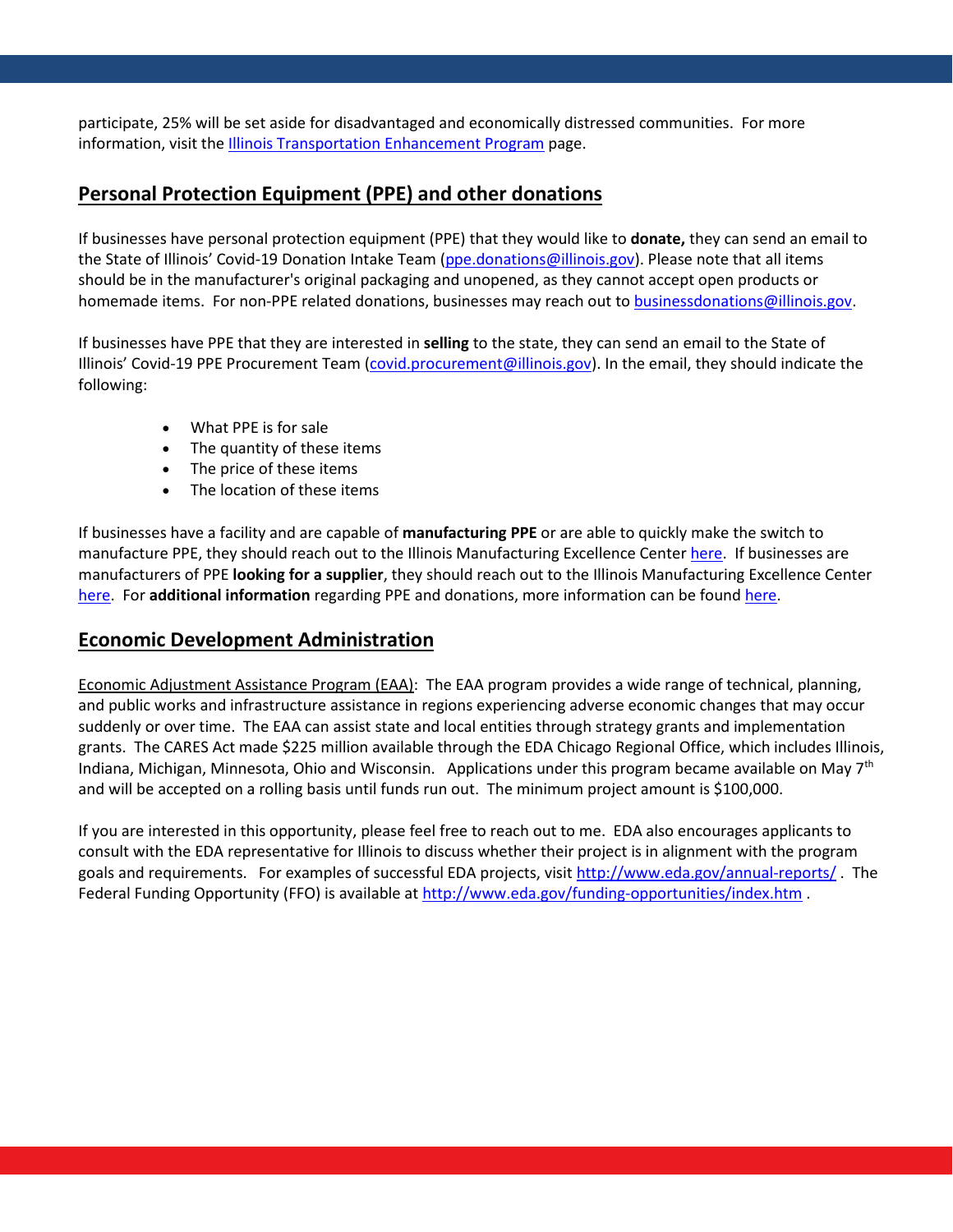participate, 25% will be set aside for disadvantaged and economically distressed communities. For more information, visit the [Illinois Transportation Enhancement Program](#) page.

## Personal Protection Equipment (PPE) and other donations

If businesses have personal protection equipment (PPE) that they would like to **donate,** they can send an email to the State of Illinois' Covid-19 Donation Intake Team (ppe.donations@illinois.gov). Please note that all items should be in the manufacturer's original packaging and unopened, as they cannot accept open products or homemade items. For non-PPE related donations, businesses may reach out to businessdonations@illinois.gov.

If businesses have PPE that they are interested in **selling** to the state, they can send an email to the State of Illinois' Covid-19 PPE Procurement Team (covid.procurement@illinois.gov). In the email, they should indicate the following:

- What PPE is for sale
- The quantity of these items
- The price of these items
- The location of these items

If businesses have a facility and are capable of **manufacturing PPE** or are able to quickly make the switch to manufacture PPE, they should reach out to the Illinois Manufacturing Excellence Center here. If businesses are manufacturers of PPE **looking for a supplier**, they should reach out to the Illinois Manufacturing Excellence Center here. For **additional information** regarding PPE and donations, more information can be found here.

## Economic Development Administration

Economic Adjustment Assistance Program (EAA): The EAA program provides a wide range of technical, planning, and public works and infrastructure assistance in regions experiencing adverse economic changes that may occur suddenly or over time. The EAA can assist state and local entities through strategy grants and implementation grants. The CARES Act made $225 million available through the EDA Chicago Regional Office, which includes Illinois, Indiana, Michigan, Minnesota, Ohio and Wisconsin. Applications under this program became available on May 7th and will be accepted on a rolling basis until funds run out. The minimum project amount is $100,000.

If you are interested in this opportunity, please feel free to reach out to me. EDA also encourages applicants to consult with the EDA representative for Illinois to discuss whether their project is in alignment with the program goals and requirements. For examples of successful EDA projects, visit http://www.eda.gov/annual-reports/ . The Federal Funding Opportunity (FFO) is available at http://www.eda.gov/funding-opportunities/index.htm .